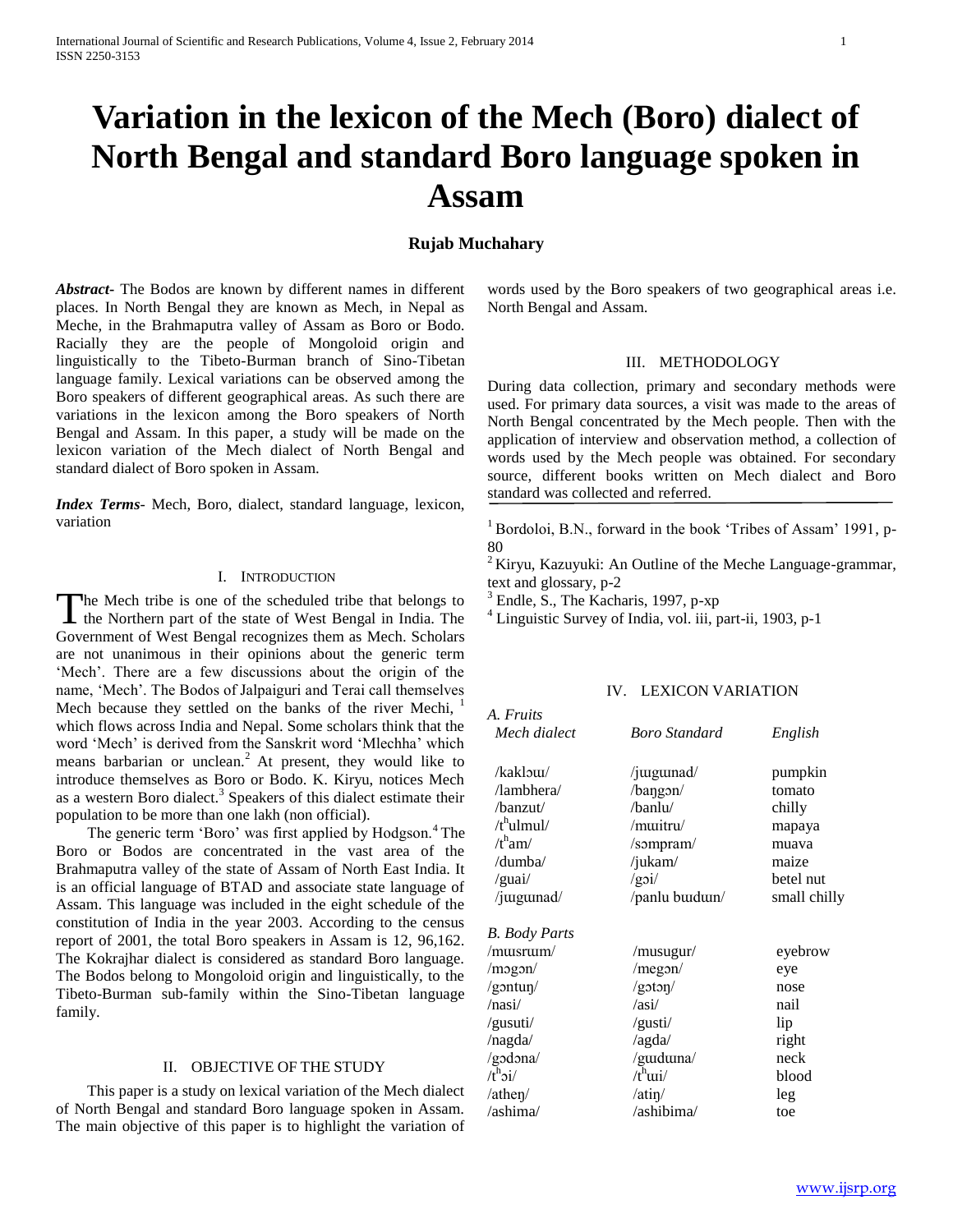# Variation in the lexicon of the Mech (Boro) dialect of North Bengal and standard Boro language spoken in Assam

**Rujab Muchahary**

***Abstract-*** The Bodos are known by different names in different places. In North Bengal they are known as Mech, in Nepal as Meche, in the Brahmaputra valley of Assam as Boro or Bodo. Racially they are the people of Mongoloid origin and linguistically to the Tibeto-Burman branch of Sino-Tibetan language family. Lexical variations can be observed among the Boro speakers of different geographical areas. As such there are variations in the lexicon among the Boro speakers of North Bengal and Assam. In this paper, a study will be made on the lexicon variation of the Mech dialect of North Bengal and standard dialect of Boro spoken in Assam.

***Index Terms-*** Mech, Boro, dialect, standard language, lexicon, variation

## I. Introduction

The Mech tribe is one of the scheduled tribe that belongs to the Northern part of the state of West Bengal in India. The Government of West Bengal recognizes them as Mech. Scholars are not unanimous in their opinions about the generic term 'Mech'. There are a few discussions about the origin of the name, 'Mech'. The Bodos of Jalpaiguri and Terai call themselves Mech because they settled on the banks of the river Mechi, [1] which flows across India and Nepal. Some scholars think that the word 'Mech' is derived from the Sanskrit word 'Mlechha' which means barbarian or unclean.[2] At present, they would like to introduce themselves as Boro or Bodo. K. Kiryu, notices Mech as a western Boro dialect.[3] Speakers of this dialect estimate their population to be more than one lakh (non official).

The generic term 'Boro' was first applied by Hodgson.[4] The Boro or Bodos are concentrated in the vast area of the Brahmaputra valley of the state of Assam of North East India. It is an official language of BTAD and associate state language of Assam. This language was included in the eight schedule of the constitution of India in the year 2003. According to the census report of 2001, the total Boro speakers in Assam is 12, 96,162. The Kokrajhar dialect is considered as standard Boro language. The Bodos belong to Mongoloid origin and linguistically, to the Tibeto-Burman sub-family within the Sino-Tibetan language family.

## II. Objective of the Study

This paper is a study on lexical variation of the Mech dialect of North Bengal and standard Boro language spoken in Assam. The main objective of this paper is to highlight the variation of words used by the Boro speakers of two geographical areas i.e. North Bengal and Assam.

## III. Methodology

During data collection, primary and secondary methods were used. For primary data sources, a visit was made to the areas of North Bengal concentrated by the Mech people. Then with the application of interview and observation method, a collection of words used by the Mech people was obtained. For secondary source, different books written on Mech dialect and Boro standard was collected and referred.

[1] Bordoloi, B.N., forward in the book 'Tribes of Assam' 1991, p-80

[2] Kiryu, Kazuyuki: An Outline of the Meche Language-grammar, text and glossary, p-2

[3] Endle, S., The Kacharis, 1997, p-xp

[4] Linguistic Survey of India, vol. iii, part-ii, 1903, p-1

## IV. Lexicon Variation

*A. Fruits*

| *Mech dialect* | *Boro Standard* | *English* |
|---|---|---|
| /kaklɔɯ/ | /jɯgɯnad/ | pumpkin |
| /lambhera/ | /baŋgɔn/ | tomato |
| /banzut/ | /banlu/ | chilly |
| /tʰulmul/ | /mɯitru/ | mapaya |
| /tʰam/ | /sɔmpram/ | muava |
| /dumba/ | /jukam/ | maize |
| /guai/ | /gɔi/ | betel nut |
| /jɯgɯnad/ | /panlu bɯdɯn/ | small chilly |

*B. Body Parts*

| *Mech dialect* | *Boro Standard* | *English* |
|---|---|---|
| /mɯsrɯm/ | /musugur/ | eyebrow |
| /mɔgɔn/ | /megɔn/ | eye |
| /gɔntuŋ/ | /gɔtɔŋ/ | nose |
| /nasi/ | /asi/ | nail |
| /gusuti/ | /gusti/ | lip |
| /nagda/ | /agda/ | right |
| /gɔdɔna/ | /gɯdɯna/ | neck |
| /tʰɔi/ | /tʰɯi/ | blood |
| /atheŋ/ | /atiŋ/ | leg |
| /ashima/ | /ashibima/ | toe |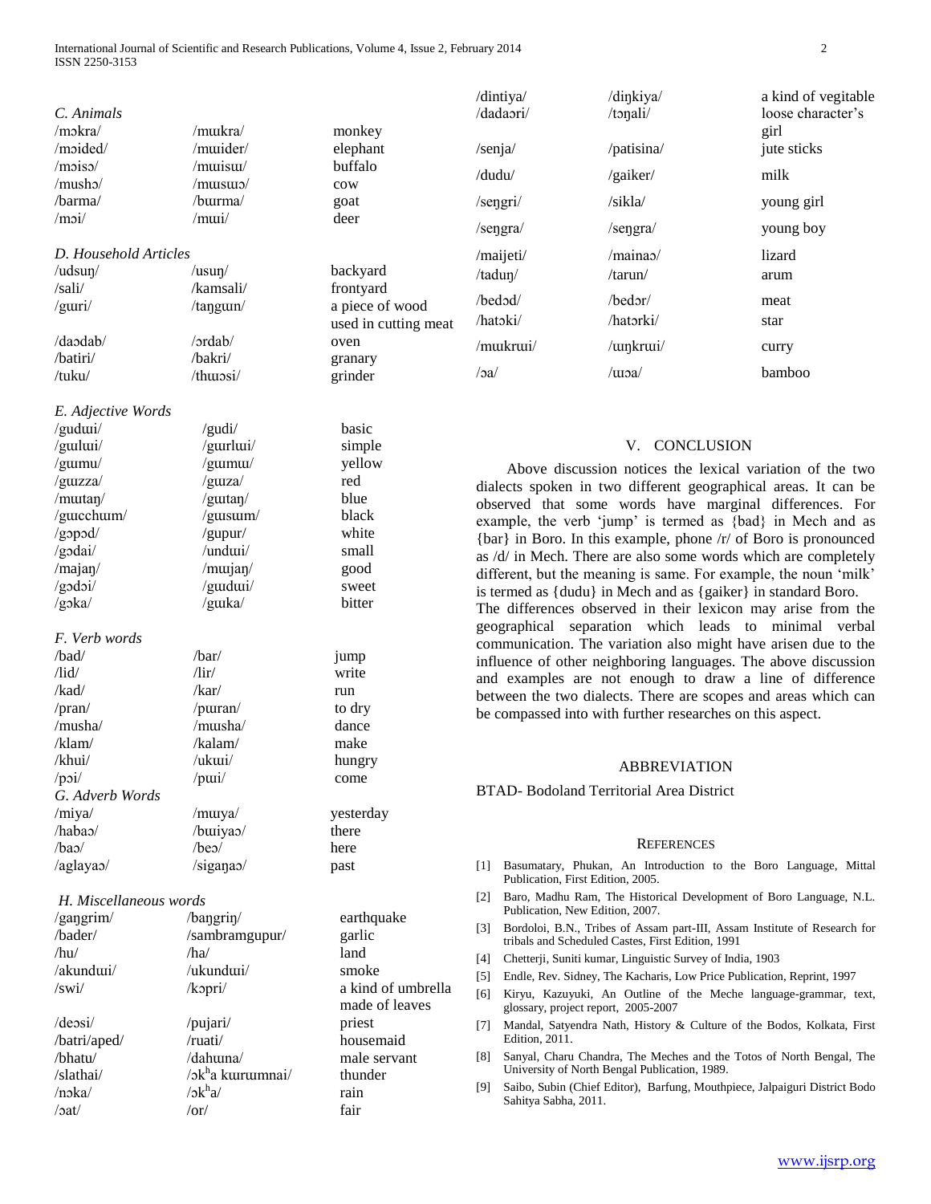### C. Animals

| | | |
|---|---|---|
| /mɔkra/ | /mɯkra/ | monkey |
| /mɔided/ | /mɯider/ | elephant |
| /mɔisɔ/ | /mɯisɯ/ | buffalo |
| /mushɔ/ | /mɯsɯɔ/ | cow |
| /barma/ | /bɯrma/ | goat |
| /mɔi/ | /mɯi/ | deer |

### D. Household Articles

| | | |
|---|---|---|
| /udsuŋ/ | /usuŋ/ | backyard |
| /sali/ | /kamsali/ | frontyard |
| /gɯri/ | /taŋgɯn/ | a piece of wood used in cutting meat |
| /daɔdab/ | /ɔrdab/ | oven |
| /batiri/ | /bakri/ | granary |
| /tuku/ | /thɯɔsi/ | grinder |

### E. Adjective Words

| | | |
|---|---|---|
| /gudɯi/ | /gudi/ | basic |
| /gɯlɯi/ | /gɯrlɯi/ | simple |
| /gɯmu/ | /gɯmɯ/ | yellow |
| /gɯzza/ | /gɯza/ | red |
| /mɯtaŋ/ | /gɯtaŋ/ | blue |
| /gɯcchɯm/ | /gɯsɯm/ | black |
| /gɔpɔd/ | /gupur/ | white |
| /gɔdai/ | /undɯi/ | small |
| /majaŋ/ | /mɯjaŋ/ | good |
| /gɔdɔi/ | /gɯdɯi/ | sweet |
| /gɔka/ | /gɯka/ | bitter |

### F. Verb words

| | | |
|---|---|---|
| /bad/ | /bar/ | jump |
| /lid/ | /lir/ | write |
| /kad/ | /kar/ | run |
| /pran/ | /pɯran/ | to dry |
| /musha/ | /mɯsha/ | dance |
| /klam/ | /kalam/ | make |
| /khui/ | /ukɯi/ | hungry |
| /pɔi/ | /pɯi/ | come |

### G. Adverb Words

| | | |
|---|---|---|
| /miya/ | /mɯya/ | yesterday |
| /habaɔ/ | /bɯiyaɔ/ | there |
| /baɔ/ | /beɔ/ | here |
| /aglayaɔ/ | /sigaŋaɔ/ | past |

### H. Miscellaneous words

| | | |
|---|---|---|
| /gaŋgrim/ | /baŋgriŋ/ | earthquake |
| /bader/ | /sambramgupur/ | garlic |
| /hu/ | /ha/ | land |
| /akundɯi/ | /ukundɯi/ | smoke |
| /swi/ | /kɔpri/ | a kind of umbrella made of leaves |
| /deɔsi/ | /pujari/ | priest |
| /batri/aped/ | /ruati/ | housemaid |
| /bhatu/ | /dahɯna/ | male servant |
| /slathai/ | /ɔkʰa kɯrɯmnai/ | thunder |
| /nɔka/ | /ɔkʰa/ | rain |
| /ɔat/ | /or/ | fair |
| /dintiya/ | /diŋkiya/ | a kind of vegitable |
| /dadaɔri/ | /tɔŋali/ | loose character's girl |
| /senja/ | /patisina/ | jute sticks |
| /dudu/ | /gaiker/ | milk |
| /seŋgri/ | /sikla/ | young girl |
| /seŋgra/ | /seŋgra/ | young boy |
| /maijeti/ | /mainaɔ/ | lizard |
| /taduŋ/ | /tarun/ | arum |
| /bedɔd/ | /bedɔr/ | meat |
| /hatɔki/ | /hatɔrki/ | star |
| /mɯkrɯi/ | /ɯŋkrɯi/ | curry |
| /ɔa/ | /ɯɔa/ | bamboo |

## V. CONCLUSION

Above discussion notices the lexical variation of the two dialects spoken in two different geographical areas. It can be observed that some words have marginal differences. For example, the verb 'jump' is termed as {bad} in Mech and as {bar} in Boro. In this example, phone /r/ of Boro is pronounced as /d/ in Mech. There are also some words which are completely different, but the meaning is same. For example, the noun 'milk' is termed as {dudu} in Mech and as {gaiker} in standard Boro. The differences observed in their lexicon may arise from the geographical separation which leads to minimal verbal communication. The variation also might have arisen due to the influence of other neighboring languages. The above discussion and examples are not enough to draw a line of difference between the two dialects. There are scopes and areas which can be compassed into with further researches on this aspect.

## ABBREVIATION

BTAD- Bodoland Territorial Area District

## REFERENCES

[1] Basumatary, Phukan, An Introduction to the Boro Language, Mittal Publication, First Edition, 2005.

[2] Baro, Madhu Ram, The Historical Development of Boro Language, N.L. Publication, New Edition, 2007.

[3] Bordoloi, B.N., Tribes of Assam part-III, Assam Institute of Research for tribals and Scheduled Castes, First Edition, 1991

[4] Chetterji, Suniti kumar, Linguistic Survey of India, 1903

[5] Endle, Rev. Sidney, The Kacharis, Low Price Publication, Reprint, 1997

[6] Kiryu, Kazuyuki, An Outline of the Meche language-grammar, text, glossary, project report, 2005-2007

[7] Mandal, Satyendra Nath, History & Culture of the Bodos, Kolkata, First Edition, 2011.

[8] Sanyal, Charu Chandra, The Meches and the Totos of North Bengal, The University of North Bengal Publication, 1989.

[9] Saibo, Subin (Chief Editor), Barfung, Mouthpiece, Jalpaiguri District Bodo Sahitya Sabha, 2011.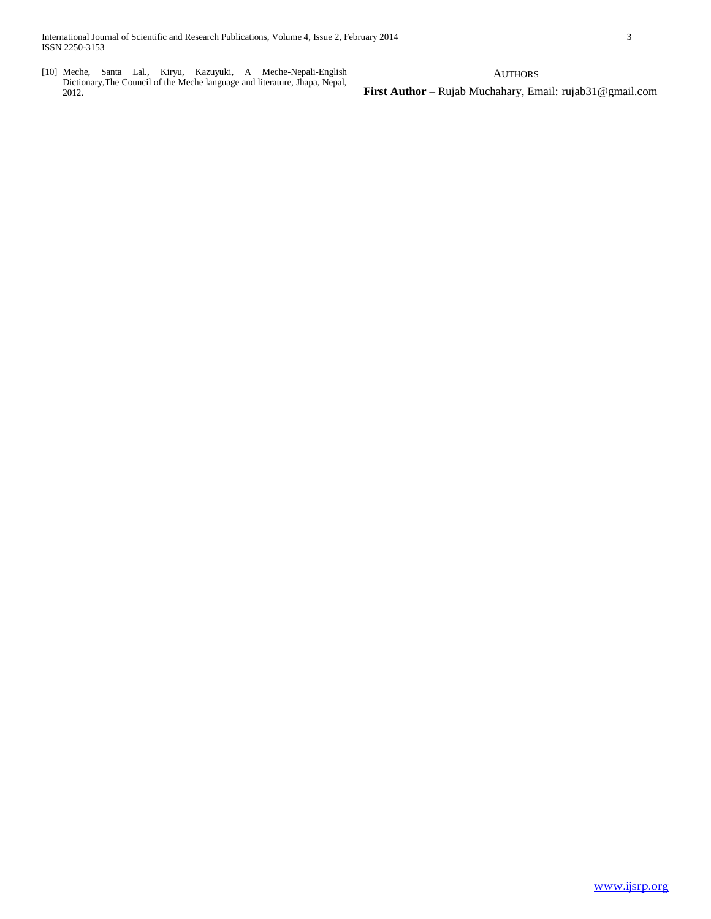[10] Meche, Santa Lal., Kiryu, Kazuyuki, A Meche-Nepali-English Dictionary,The Council of the Meche language and literature, Jhapa, Nepal, 2012.

## AUTHORS

**First Author** – Rujab Muchahary, Email: rujab31@gmail.com